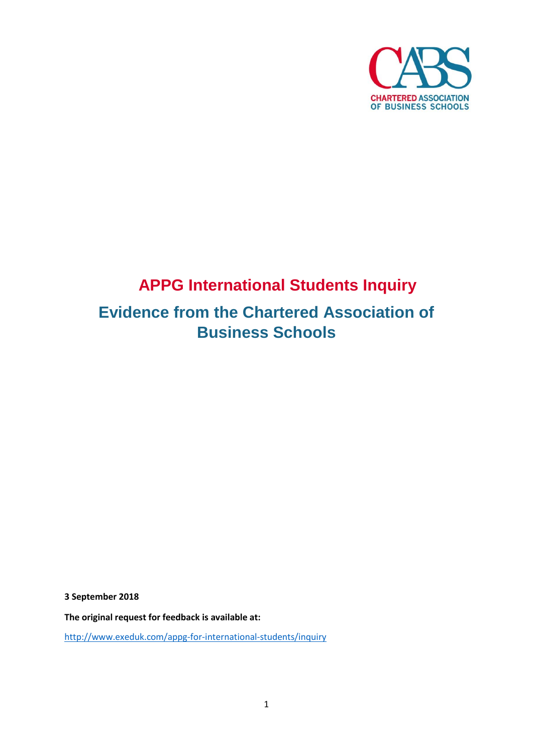CHARTERED ASSOCIATION OF BUSINESS SCHOOLS

# APPG International Students Inquiry

## Evidence from the Chartered Association of Business Schools

**3 September 2018**

**The original request for feedback is available at:**

http://www.exeduk.com/appg-for-international-students/inquiry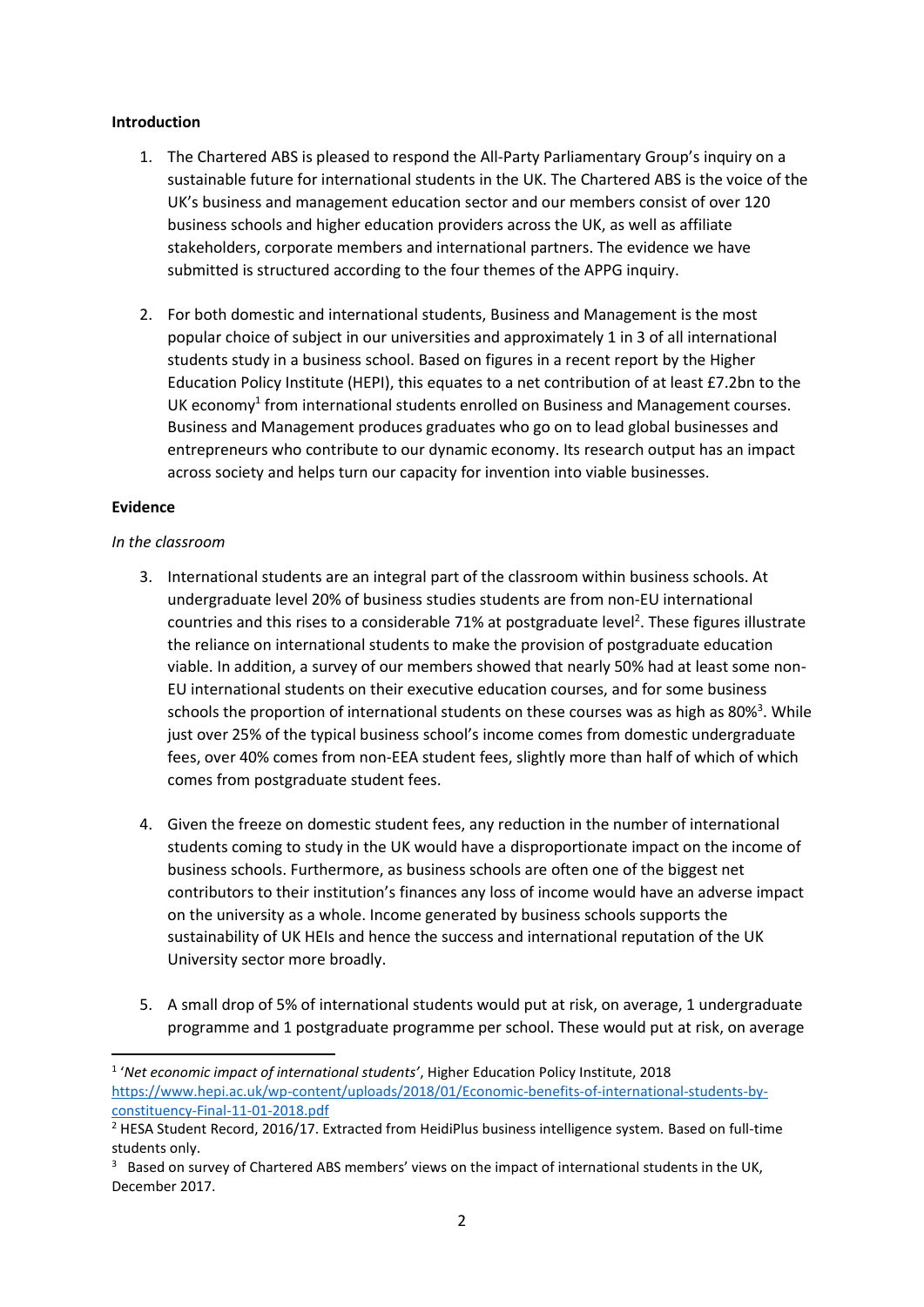**Introduction**

1. The Chartered ABS is pleased to respond the All-Party Parliamentary Group's inquiry on a sustainable future for international students in the UK. The Chartered ABS is the voice of the UK's business and management education sector and our members consist of over 120 business schools and higher education providers across the UK, as well as affiliate stakeholders, corporate members and international partners. The evidence we have submitted is structured according to the four themes of the APPG inquiry.

2. For both domestic and international students, Business and Management is the most popular choice of subject in our universities and approximately 1 in 3 of all international students study in a business school. Based on figures in a recent report by the Higher Education Policy Institute (HEPI), this equates to a net contribution of at least £7.2bn to the UK economy[1] from international students enrolled on Business and Management courses. Business and Management produces graduates who go on to lead global businesses and entrepreneurs who contribute to our dynamic economy. Its research output has an impact across society and helps turn our capacity for invention into viable businesses.

**Evidence**

*In the classroom*

3. International students are an integral part of the classroom within business schools. At undergraduate level 20% of business studies students are from non-EU international countries and this rises to a considerable 71% at postgraduate level[2]. These figures illustrate the reliance on international students to make the provision of postgraduate education viable. In addition, a survey of our members showed that nearly 50% had at least some non-EU international students on their executive education courses, and for some business schools the proportion of international students on these courses was as high as 80%[3]. While just over 25% of the typical business school's income comes from domestic undergraduate fees, over 40% comes from non-EEA student fees, slightly more than half of which of which comes from postgraduate student fees.

4. Given the freeze on domestic student fees, any reduction in the number of international students coming to study in the UK would have a disproportionate impact on the income of business schools. Furthermore, as business schools are often one of the biggest net contributors to their institution's finances any loss of income would have an adverse impact on the university as a whole. Income generated by business schools supports the sustainability of UK HEIs and hence the success and international reputation of the UK University sector more broadly.

5. A small drop of 5% of international students would put at risk, on average, 1 undergraduate programme and 1 postgraduate programme per school. These would put at risk, on average

---

[1] '*Net economic impact of international students*', Higher Education Policy Institute, 2018 https://www.hepi.ac.uk/wp-content/uploads/2018/01/Economic-benefits-of-international-students-by-constituency-Final-11-01-2018.pdf

[2] HESA Student Record, 2016/17. Extracted from HeidiPlus business intelligence system. Based on full-time students only.

[3] Based on survey of Chartered ABS members' views on the impact of international students in the UK, December 2017.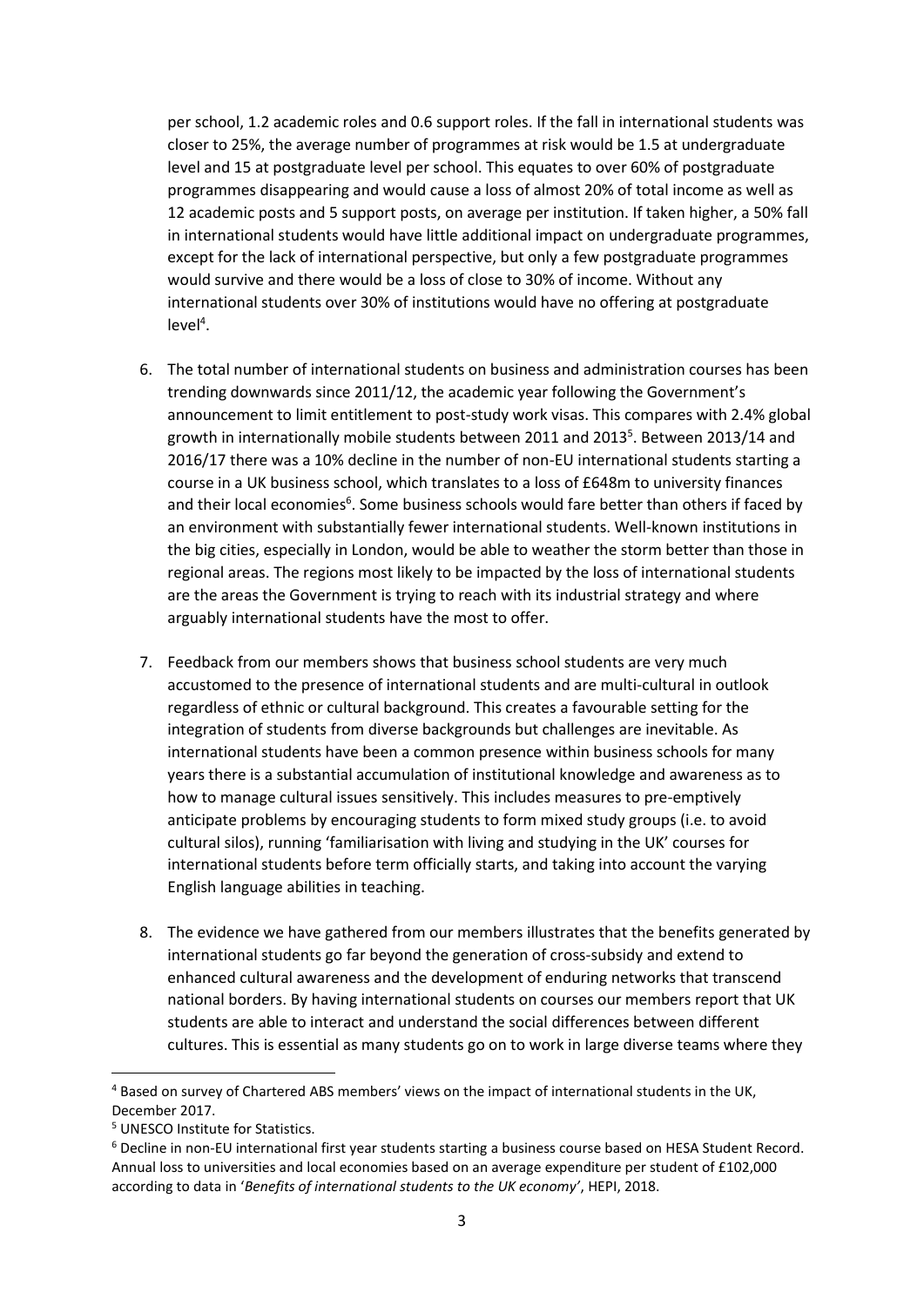per school, 1.2 academic roles and 0.6 support roles. If the fall in international students was closer to 25%, the average number of programmes at risk would be 1.5 at undergraduate level and 15 at postgraduate level per school. This equates to over 60% of postgraduate programmes disappearing and would cause a loss of almost 20% of total income as well as 12 academic posts and 5 support posts, on average per institution. If taken higher, a 50% fall in international students would have little additional impact on undergraduate programmes, except for the lack of international perspective, but only a few postgraduate programmes would survive and there would be a loss of close to 30% of income. Without any international students over 30% of institutions would have no offering at postgraduate level[4].

6. The total number of international students on business and administration courses has been trending downwards since 2011/12, the academic year following the Government's announcement to limit entitlement to post-study work visas. This compares with 2.4% global growth in internationally mobile students between 2011 and 2013[5]. Between 2013/14 and 2016/17 there was a 10% decline in the number of non-EU international students starting a course in a UK business school, which translates to a loss of £648m to university finances and their local economies[6]. Some business schools would fare better than others if faced by an environment with substantially fewer international students. Well-known institutions in the big cities, especially in London, would be able to weather the storm better than those in regional areas. The regions most likely to be impacted by the loss of international students are the areas the Government is trying to reach with its industrial strategy and where arguably international students have the most to offer.

7. Feedback from our members shows that business school students are very much accustomed to the presence of international students and are multi-cultural in outlook regardless of ethnic or cultural background. This creates a favourable setting for the integration of students from diverse backgrounds but challenges are inevitable. As international students have been a common presence within business schools for many years there is a substantial accumulation of institutional knowledge and awareness as to how to manage cultural issues sensitively. This includes measures to pre-emptively anticipate problems by encouraging students to form mixed study groups (i.e. to avoid cultural silos), running 'familiarisation with living and studying in the UK' courses for international students before term officially starts, and taking into account the varying English language abilities in teaching.

8. The evidence we have gathered from our members illustrates that the benefits generated by international students go far beyond the generation of cross-subsidy and extend to enhanced cultural awareness and the development of enduring networks that transcend national borders. By having international students on courses our members report that UK students are able to interact and understand the social differences between different cultures. This is essential as many students go on to work in large diverse teams where they

---

[4] Based on survey of Chartered ABS members' views on the impact of international students in the UK, December 2017.

[5] UNESCO Institute for Statistics.

[6] Decline in non-EU international first year students starting a business course based on HESA Student Record. Annual loss to universities and local economies based on an average expenditure per student of £102,000 according to data in '*Benefits of international students to the UK economy*', HEPI, 2018.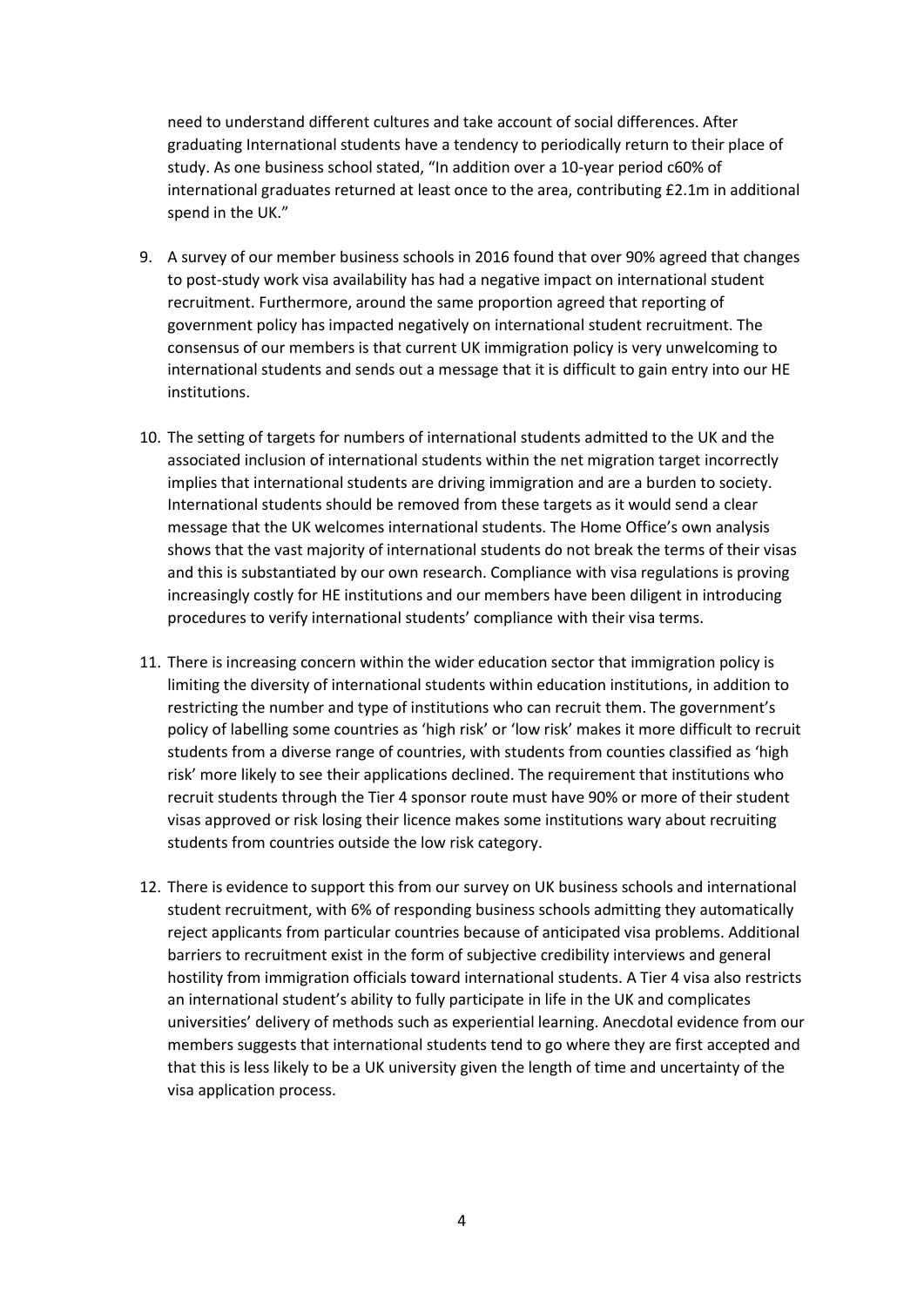need to understand different cultures and take account of social differences. After graduating International students have a tendency to periodically return to their place of study. As one business school stated, "In addition over a 10-year period c60% of international graduates returned at least once to the area, contributing £2.1m in additional spend in the UK."

9. A survey of our member business schools in 2016 found that over 90% agreed that changes to post-study work visa availability has had a negative impact on international student recruitment. Furthermore, around the same proportion agreed that reporting of government policy has impacted negatively on international student recruitment. The consensus of our members is that current UK immigration policy is very unwelcoming to international students and sends out a message that it is difficult to gain entry into our HE institutions.

10. The setting of targets for numbers of international students admitted to the UK and the associated inclusion of international students within the net migration target incorrectly implies that international students are driving immigration and are a burden to society. International students should be removed from these targets as it would send a clear message that the UK welcomes international students. The Home Office's own analysis shows that the vast majority of international students do not break the terms of their visas and this is substantiated by our own research. Compliance with visa regulations is proving increasingly costly for HE institutions and our members have been diligent in introducing procedures to verify international students' compliance with their visa terms.

11. There is increasing concern within the wider education sector that immigration policy is limiting the diversity of international students within education institutions, in addition to restricting the number and type of institutions who can recruit them. The government's policy of labelling some countries as 'high risk' or 'low risk' makes it more difficult to recruit students from a diverse range of countries, with students from counties classified as 'high risk' more likely to see their applications declined. The requirement that institutions who recruit students through the Tier 4 sponsor route must have 90% or more of their student visas approved or risk losing their licence makes some institutions wary about recruiting students from countries outside the low risk category.

12. There is evidence to support this from our survey on UK business schools and international student recruitment, with 6% of responding business schools admitting they automatically reject applicants from particular countries because of anticipated visa problems. Additional barriers to recruitment exist in the form of subjective credibility interviews and general hostility from immigration officials toward international students. A Tier 4 visa also restricts an international student's ability to fully participate in life in the UK and complicates universities' delivery of methods such as experiential learning. Anecdotal evidence from our members suggests that international students tend to go where they are first accepted and that this is less likely to be a UK university given the length of time and uncertainty of the visa application process.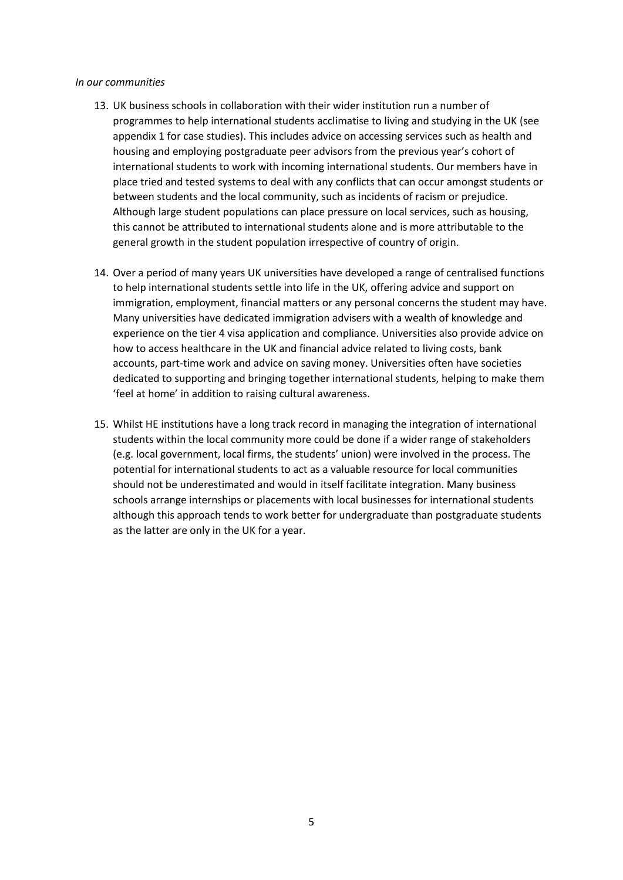*In our communities*

13. UK business schools in collaboration with their wider institution run a number of programmes to help international students acclimatise to living and studying in the UK (see appendix 1 for case studies). This includes advice on accessing services such as health and housing and employing postgraduate peer advisors from the previous year's cohort of international students to work with incoming international students. Our members have in place tried and tested systems to deal with any conflicts that can occur amongst students or between students and the local community, such as incidents of racism or prejudice. Although large student populations can place pressure on local services, such as housing, this cannot be attributed to international students alone and is more attributable to the general growth in the student population irrespective of country of origin.

14. Over a period of many years UK universities have developed a range of centralised functions to help international students settle into life in the UK, offering advice and support on immigration, employment, financial matters or any personal concerns the student may have. Many universities have dedicated immigration advisers with a wealth of knowledge and experience on the tier 4 visa application and compliance. Universities also provide advice on how to access healthcare in the UK and financial advice related to living costs, bank accounts, part-time work and advice on saving money. Universities often have societies dedicated to supporting and bringing together international students, helping to make them 'feel at home' in addition to raising cultural awareness.

15. Whilst HE institutions have a long track record in managing the integration of international students within the local community more could be done if a wider range of stakeholders (e.g. local government, local firms, the students' union) were involved in the process. The potential for international students to act as a valuable resource for local communities should not be underestimated and would in itself facilitate integration. Many business schools arrange internships or placements with local businesses for international students although this approach tends to work better for undergraduate than postgraduate students as the latter are only in the UK for a year.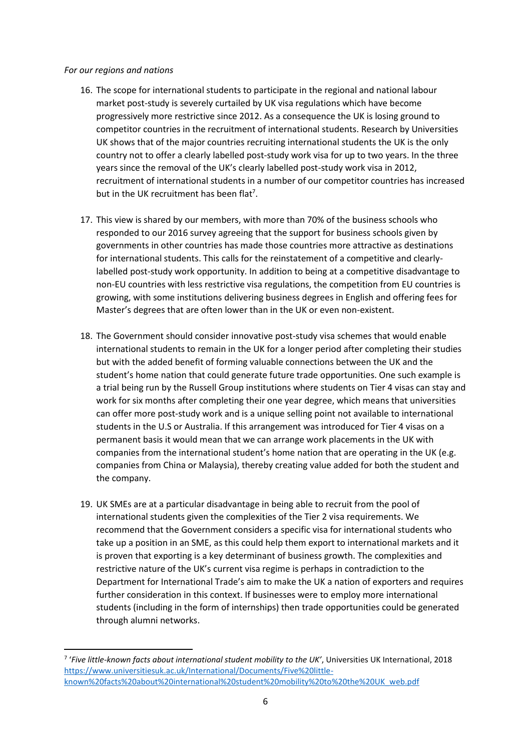*For our regions and nations*

16. The scope for international students to participate in the regional and national labour market post-study is severely curtailed by UK visa regulations which have become progressively more restrictive since 2012. As a consequence the UK is losing ground to competitor countries in the recruitment of international students. Research by Universities UK shows that of the major countries recruiting international students the UK is the only country not to offer a clearly labelled post-study work visa for up to two years. In the three years since the removal of the UK's clearly labelled post-study work visa in 2012, recruitment of international students in a number of our competitor countries has increased but in the UK recruitment has been flat[7].

17. This view is shared by our members, with more than 70% of the business schools who responded to our 2016 survey agreeing that the support for business schools given by governments in other countries has made those countries more attractive as destinations for international students. This calls for the reinstatement of a competitive and clearly-labelled post-study work opportunity. In addition to being at a competitive disadvantage to non-EU countries with less restrictive visa regulations, the competition from EU countries is growing, with some institutions delivering business degrees in English and offering fees for Master's degrees that are often lower than in the UK or even non-existent.

18. The Government should consider innovative post-study visa schemes that would enable international students to remain in the UK for a longer period after completing their studies but with the added benefit of forming valuable connections between the UK and the student's home nation that could generate future trade opportunities. One such example is a trial being run by the Russell Group institutions where students on Tier 4 visas can stay and work for six months after completing their one year degree, which means that universities can offer more post-study work and is a unique selling point not available to international students in the U.S or Australia. If this arrangement was introduced for Tier 4 visas on a permanent basis it would mean that we can arrange work placements in the UK with companies from the international student's home nation that are operating in the UK (e.g. companies from China or Malaysia), thereby creating value added for both the student and the company.

19. UK SMEs are at a particular disadvantage in being able to recruit from the pool of international students given the complexities of the Tier 2 visa requirements. We recommend that the Government considers a specific visa for international students who take up a position in an SME, as this could help them export to international markets and it is proven that exporting is a key determinant of business growth. The complexities and restrictive nature of the UK's current visa regime is perhaps in contradiction to the Department for International Trade's aim to make the UK a nation of exporters and requires further consideration in this context. If businesses were to employ more international students (including in the form of internships) then trade opportunities could be generated through alumni networks.

---

[7] '*Five little-known facts about international student mobility to the UK*', Universities UK International, 2018 https://www.universitiesuk.ac.uk/International/Documents/Five%20little-known%20facts%20about%20international%20student%20mobility%20to%20the%20UK_web.pdf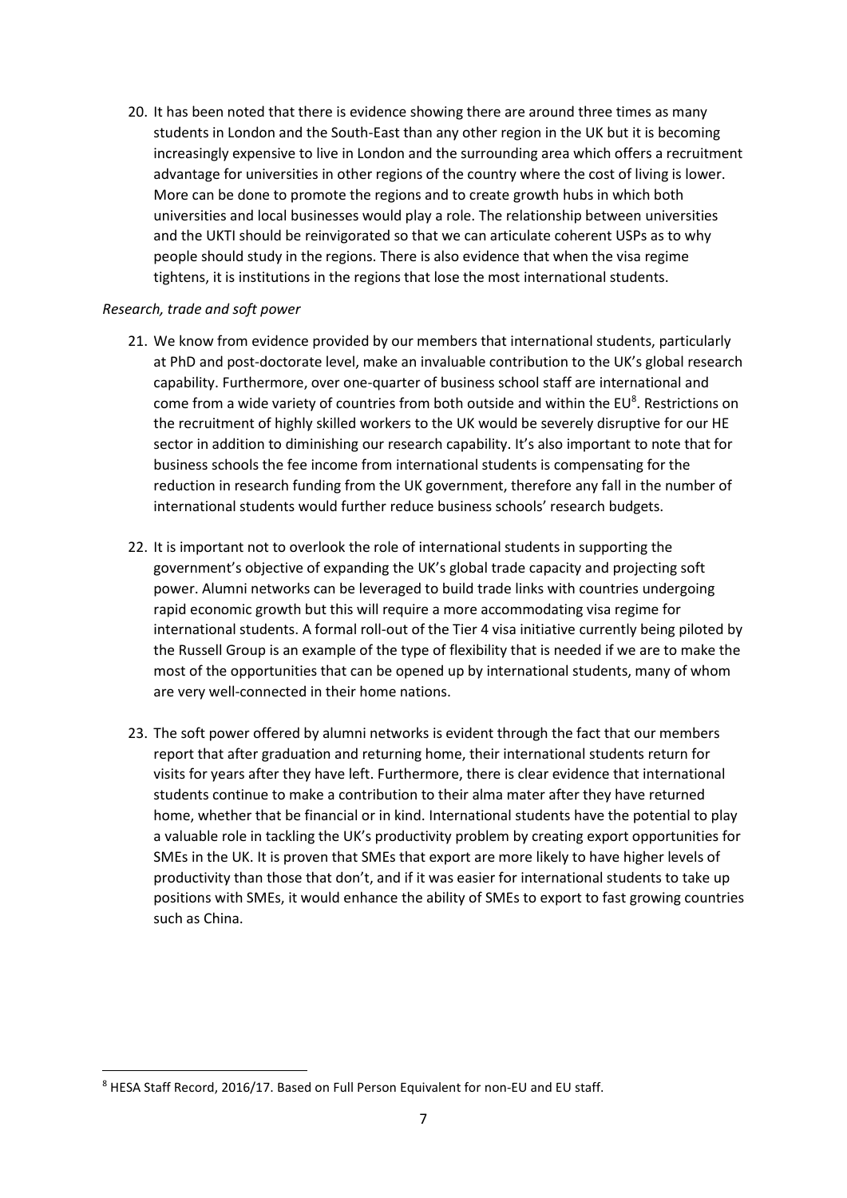20. It has been noted that there is evidence showing there are around three times as many students in London and the South-East than any other region in the UK but it is becoming increasingly expensive to live in London and the surrounding area which offers a recruitment advantage for universities in other regions of the country where the cost of living is lower. More can be done to promote the regions and to create growth hubs in which both universities and local businesses would play a role. The relationship between universities and the UKTI should be reinvigorated so that we can articulate coherent USPs as to why people should study in the regions. There is also evidence that when the visa regime tightens, it is institutions in the regions that lose the most international students.

*Research, trade and soft power*

21. We know from evidence provided by our members that international students, particularly at PhD and post-doctorate level, make an invaluable contribution to the UK's global research capability. Furthermore, over one-quarter of business school staff are international and come from a wide variety of countries from both outside and within the EU[8]. Restrictions on the recruitment of highly skilled workers to the UK would be severely disruptive for our HE sector in addition to diminishing our research capability. It's also important to note that for business schools the fee income from international students is compensating for the reduction in research funding from the UK government, therefore any fall in the number of international students would further reduce business schools' research budgets.

22. It is important not to overlook the role of international students in supporting the government's objective of expanding the UK's global trade capacity and projecting soft power. Alumni networks can be leveraged to build trade links with countries undergoing rapid economic growth but this will require a more accommodating visa regime for international students. A formal roll-out of the Tier 4 visa initiative currently being piloted by the Russell Group is an example of the type of flexibility that is needed if we are to make the most of the opportunities that can be opened up by international students, many of whom are very well-connected in their home nations.

23. The soft power offered by alumni networks is evident through the fact that our members report that after graduation and returning home, their international students return for visits for years after they have left. Furthermore, there is clear evidence that international students continue to make a contribution to their alma mater after they have returned home, whether that be financial or in kind. International students have the potential to play a valuable role in tackling the UK's productivity problem by creating export opportunities for SMEs in the UK. It is proven that SMEs that export are more likely to have higher levels of productivity than those that don't, and if it was easier for international students to take up positions with SMEs, it would enhance the ability of SMEs to export to fast growing countries such as China.

[8] HESA Staff Record, 2016/17. Based on Full Person Equivalent for non-EU and EU staff.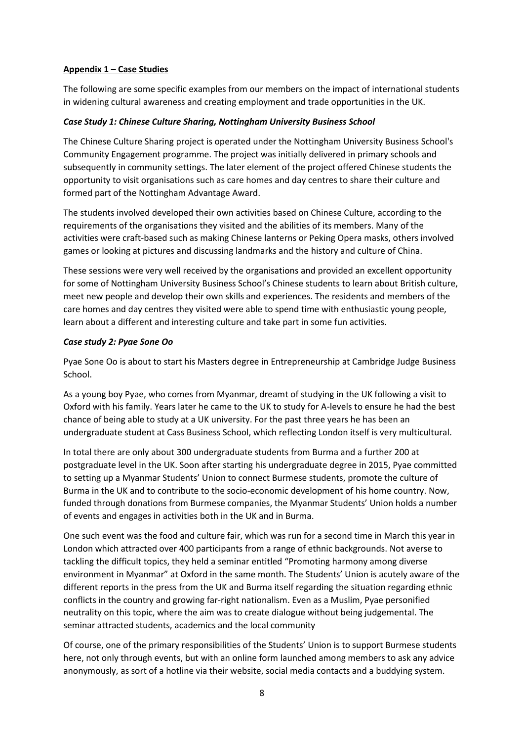## Appendix 1 – Case Studies

The following are some specific examples from our members on the impact of international students in widening cultural awareness and creating employment and trade opportunities in the UK.

### *Case Study 1: Chinese Culture Sharing, Nottingham University Business School*

The Chinese Culture Sharing project is operated under the Nottingham University Business School's Community Engagement programme. The project was initially delivered in primary schools and subsequently in community settings. The later element of the project offered Chinese students the opportunity to visit organisations such as care homes and day centres to share their culture and formed part of the Nottingham Advantage Award.

The students involved developed their own activities based on Chinese Culture, according to the requirements of the organisations they visited and the abilities of its members. Many of the activities were craft-based such as making Chinese lanterns or Peking Opera masks, others involved games or looking at pictures and discussing landmarks and the history and culture of China.

These sessions were very well received by the organisations and provided an excellent opportunity for some of Nottingham University Business School's Chinese students to learn about British culture, meet new people and develop their own skills and experiences. The residents and members of the care homes and day centres they visited were able to spend time with enthusiastic young people, learn about a different and interesting culture and take part in some fun activities.

### *Case study 2: Pyae Sone Oo*

Pyae Sone Oo is about to start his Masters degree in Entrepreneurship at Cambridge Judge Business School.

As a young boy Pyae, who comes from Myanmar, dreamt of studying in the UK following a visit to Oxford with his family. Years later he came to the UK to study for A-levels to ensure he had the best chance of being able to study at a UK university. For the past three years he has been an undergraduate student at Cass Business School, which reflecting London itself is very multicultural.

In total there are only about 300 undergraduate students from Burma and a further 200 at postgraduate level in the UK. Soon after starting his undergraduate degree in 2015, Pyae committed to setting up a Myanmar Students' Union to connect Burmese students, promote the culture of Burma in the UK and to contribute to the socio-economic development of his home country. Now, funded through donations from Burmese companies, the Myanmar Students' Union holds a number of events and engages in activities both in the UK and in Burma.

One such event was the food and culture fair, which was run for a second time in March this year in London which attracted over 400 participants from a range of ethnic backgrounds. Not averse to tackling the difficult topics, they held a seminar entitled "Promoting harmony among diverse environment in Myanmar" at Oxford in the same month. The Students' Union is acutely aware of the different reports in the press from the UK and Burma itself regarding the situation regarding ethnic conflicts in the country and growing far-right nationalism. Even as a Muslim, Pyae personified neutrality on this topic, where the aim was to create dialogue without being judgemental. The seminar attracted students, academics and the local community

Of course, one of the primary responsibilities of the Students' Union is to support Burmese students here, not only through events, but with an online form launched among members to ask any advice anonymously, as sort of a hotline via their website, social media contacts and a buddying system.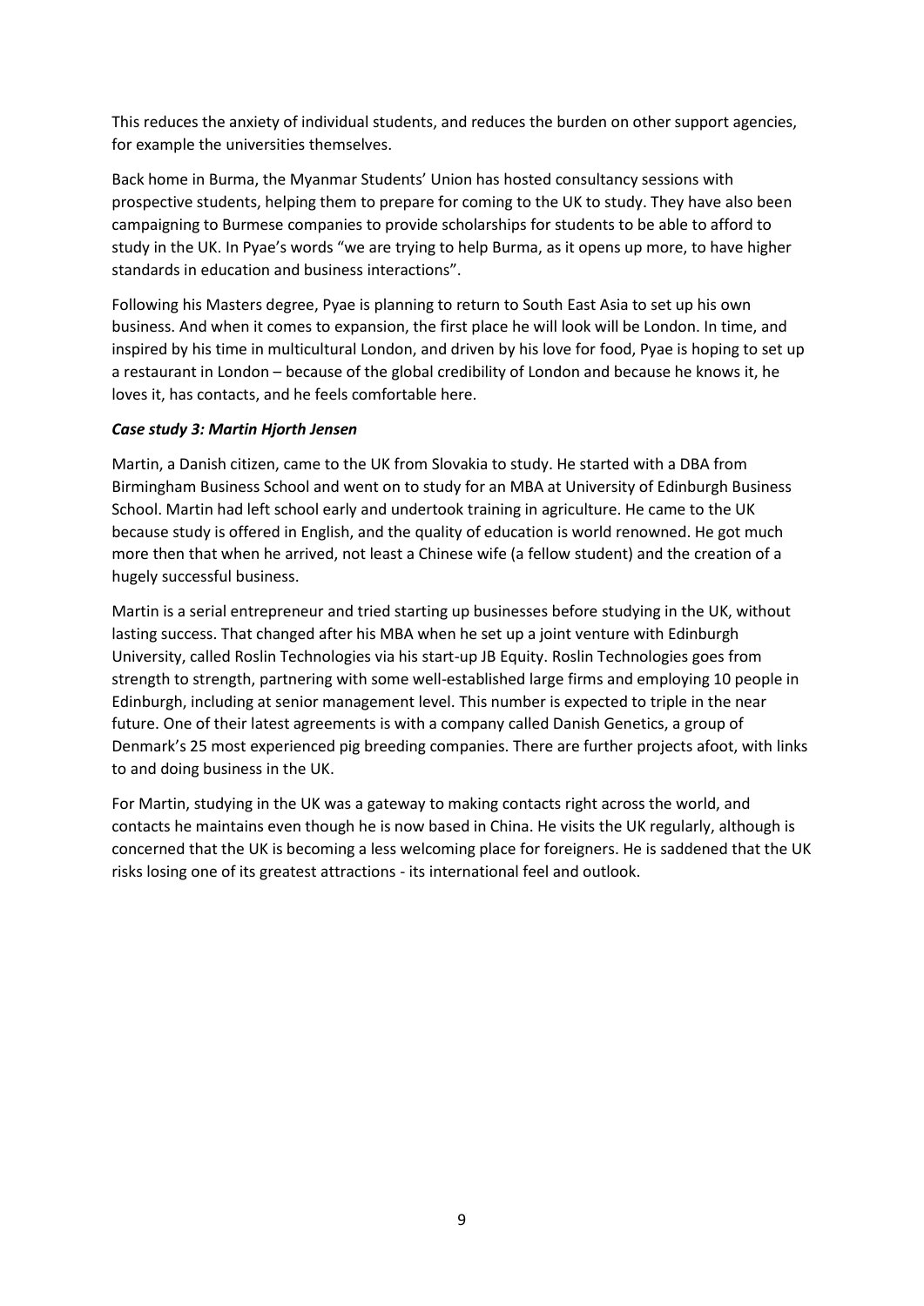This reduces the anxiety of individual students, and reduces the burden on other support agencies, for example the universities themselves.

Back home in Burma, the Myanmar Students' Union has hosted consultancy sessions with prospective students, helping them to prepare for coming to the UK to study. They have also been campaigning to Burmese companies to provide scholarships for students to be able to afford to study in the UK. In Pyae's words "we are trying to help Burma, as it opens up more, to have higher standards in education and business interactions".

Following his Masters degree, Pyae is planning to return to South East Asia to set up his own business. And when it comes to expansion, the first place he will look will be London. In time, and inspired by his time in multicultural London, and driven by his love for food, Pyae is hoping to set up a restaurant in London – because of the global credibility of London and because he knows it, he loves it, has contacts, and he feels comfortable here.

***Case study 3: Martin Hjorth Jensen***

Martin, a Danish citizen, came to the UK from Slovakia to study. He started with a DBA from Birmingham Business School and went on to study for an MBA at University of Edinburgh Business School. Martin had left school early and undertook training in agriculture. He came to the UK because study is offered in English, and the quality of education is world renowned. He got much more then that when he arrived, not least a Chinese wife (a fellow student) and the creation of a hugely successful business.

Martin is a serial entrepreneur and tried starting up businesses before studying in the UK, without lasting success. That changed after his MBA when he set up a joint venture with Edinburgh University, called Roslin Technologies via his start-up JB Equity. Roslin Technologies goes from strength to strength, partnering with some well-established large firms and employing 10 people in Edinburgh, including at senior management level. This number is expected to triple in the near future. One of their latest agreements is with a company called Danish Genetics, a group of Denmark's 25 most experienced pig breeding companies. There are further projects afoot, with links to and doing business in the UK.

For Martin, studying in the UK was a gateway to making contacts right across the world, and contacts he maintains even though he is now based in China. He visits the UK regularly, although is concerned that the UK is becoming a less welcoming place for foreigners. He is saddened that the UK risks losing one of its greatest attractions - its international feel and outlook.